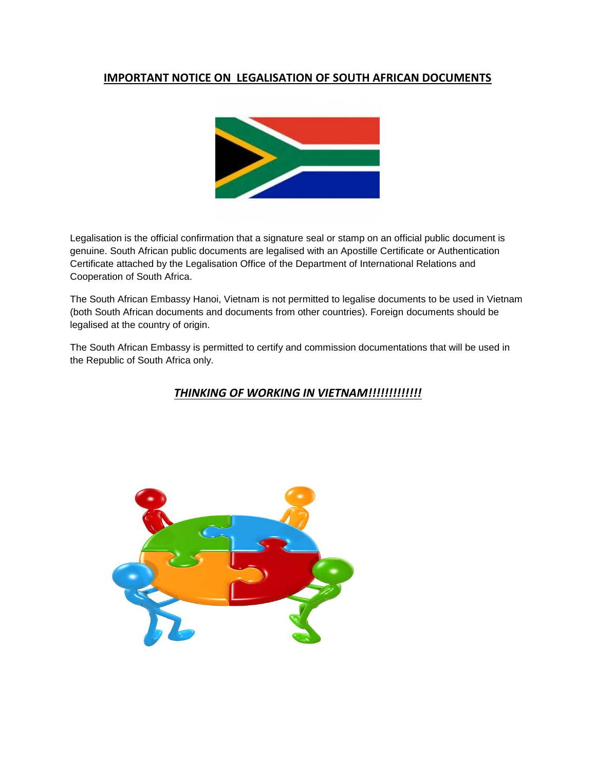## IMPORTANT NOTICE ON LEGALISATION OF SOUTH AFRICAN DOCUMENTS

Legalisation is the official confirmation that a signature seal or stamp on an official public document is genuine. South African public documents are legalised with an Apostille Certificate or Authentication Certificate attached by the Legalisation Office of the Department of International Relations and Cooperation of South Africa.

The South African Embassy Hanoi, Vietnam is not permitted to legalise documents to be used in Vietnam (both South African documents and documents from other countries). Foreign documents should be legalised at the country of origin.

The South African Embassy is permitted to certify and commission documentations that will be used in the Republic of South Africa only.

## ***THINKING OF WORKING IN VIETNAM!!!!!!!!!!!!***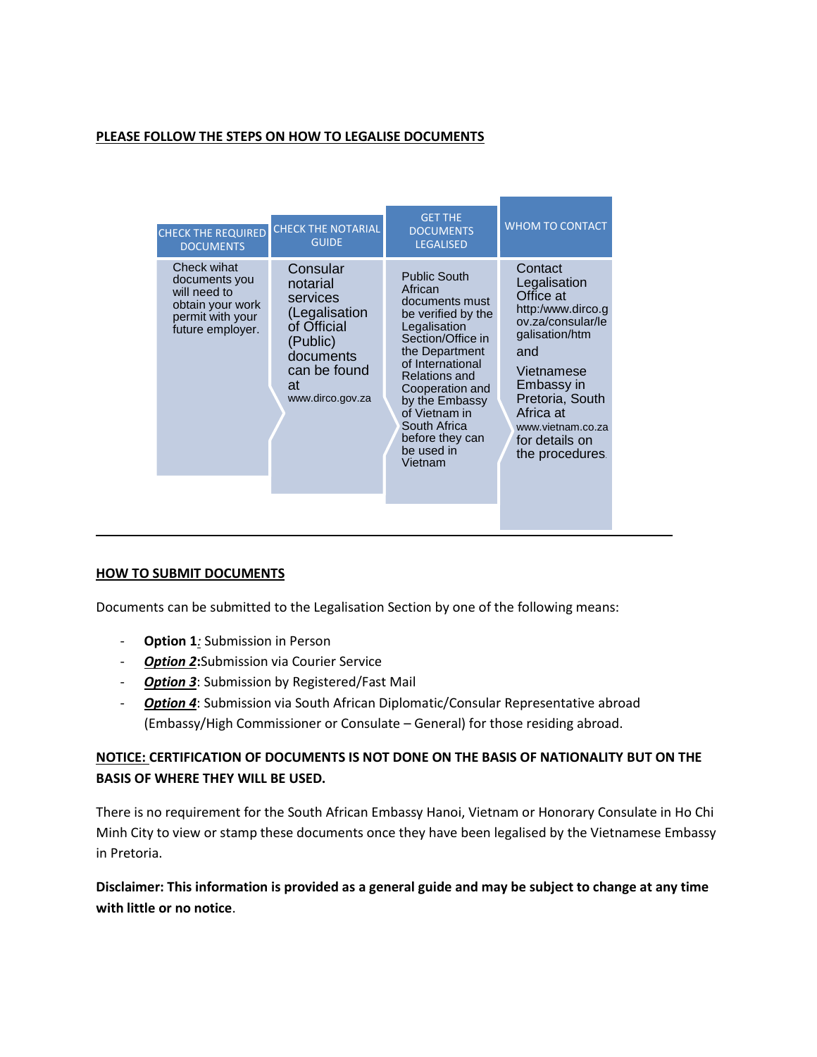**PLEASE FOLLOW THE STEPS ON HOW TO LEGALISE DOCUMENTS**

| CHECK THE REQUIRED DOCUMENTS | CHECK THE NOTARIAL GUIDE | GET THE DOCUMENTS LEGALISED | WHOM TO CONTACT |
|---|---|---|---|
| Check wihat documents you will need to obtain your work permit with your future employer. | Consular notarial services (Legalisation of Official (Public) documents can be found at www.dirco.gov.za | Public South African documents must be verified by the Legalisation Section/Office in the Department of International Relations and Cooperation and by the Embassy of Vietnam in South Africa before they can be used in Vietnam | Contact Legalisation Office at http:/www.dirco.gov.za/consular/legalisation/htm and Vietnamese Embassy in Pretoria, South Africa at www.vietnam.co.za for details on the procedures. |

---

**HOW TO SUBMIT DOCUMENTS**

Documents can be submitted to the Legalisation Section by one of the following means:

- **Option 1**: Submission in Person
- ***Option 2*:**Submission via Courier Service
- ***Option 3***: Submission by Registered/Fast Mail
- ***Option 4***: Submission via South African Diplomatic/Consular Representative abroad (Embassy/High Commissioner or Consulate – General) for those residing abroad.

**NOTICE: CERTIFICATION OF DOCUMENTS IS NOT DONE ON THE BASIS OF NATIONALITY BUT ON THE BASIS OF WHERE THEY WILL BE USED.**

There is no requirement for the South African Embassy Hanoi, Vietnam or Honorary Consulate in Ho Chi Minh City to view or stamp these documents once they have been legalised by the Vietnamese Embassy in Pretoria.

**Disclaimer: This information is provided as a general guide and may be subject to change at any time with little or no notice**.